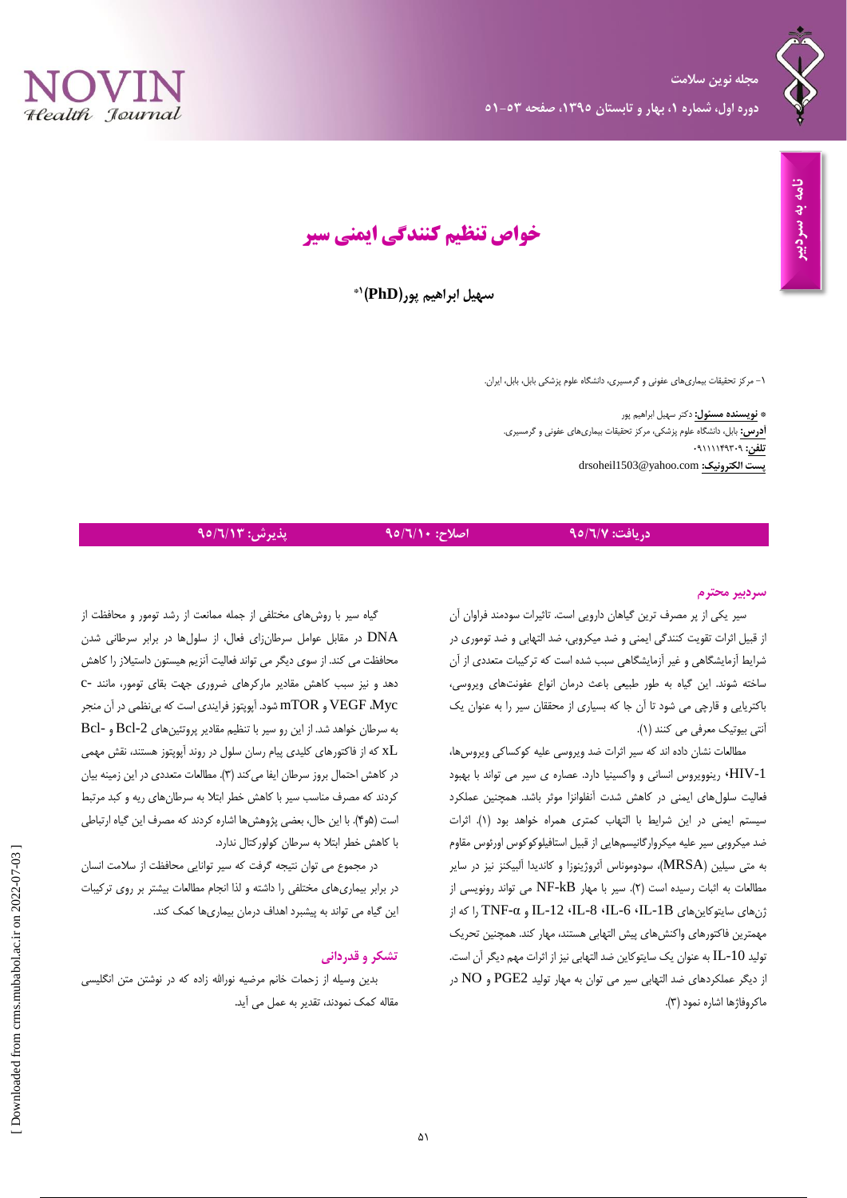نامه به سردبیر

# خواص تنظیم کنندگی ایمنی سیر

**سهیل ابراهیم پور(PhD)*[1]**

۱- مرکز تحقیقات بیماری‌های عفونی و گرمسیری، دانشگاه علوم پزشکی بابل، بابل، ایران.

* **نویسنده مسئول:** دکتر سهیل ابراهیم پور
**آدرس:** بابل، دانشگاه علوم پزشکی، مرکز تحقیقات بیماری‌های عفونی و گرمسیری.
**تلفن:** ۰۹۱۱۱۱۴۹۳۰۹
**پست الکترونیک:** drsoheil1503@yahoo.com

دریافت: ۹۵/٦/۷ | اصلاح: ۹۵/٦/۱۰ | پذیرش: ۹۵/٦/۱۳

## سردبیر محترم

سیر یکی از پر مصرف ترین گیاهان دارویی است. تاثیرات سودمند فراوان آن از قبیل اثرات تقویت کنندگی ایمنی و ضد میکروبی، ضد التهابی و ضد توموری در شرایط آزمایشگاهی و غیر آزمایشگاهی سبب شده است که ترکیبات متعددی از آن ساخته شوند. این گیاه به طور طبیعی باعث درمان انواع عفونت‌های ویروسی، باکتریایی و قارچی می شود تا آن جا که بسیاری از محققان سیر را به عنوان یک آنتی بیوتیک معرفی می کنند (۱).

مطالعات نشان داده اند که سیر اثرات ضد ویروسی علیه کوکساکی ویروس‌ها، HIV-1، رینوویروس انسانی و واکسینیا دارد. عصاره ی سیر می تواند با بهبود فعالیت سلول‌های ایمنی در کاهش شدت آنفلوانزا موثر باشد. همچنین عملکرد سیستم ایمنی در این شرایط با التهاب کمتری همراه خواهد بود (۱). اثرات ضد میکروبی سیر علیه میکروارگانیسم‌هایی از قبیل استافیلوکوکوس اورئوس مقاوم به متی سیلین (MRSA)، سودوموناس آئروژینوزا و کاندیدا آلبیکنز نیز در سایر مطالعات به اثبات رسیده است (۲). سیر با مهار NF-kB می تواند رونویسی از ژن‌های سایتوکاین‌های IL-1B، IL-6، IL-8، IL-12 و TNF-α را که از مهمترین فاکتورهای واکنش‌های پیش التهابی هستند، مهار کند. همچنین تحریک تولید IL-10 به عنوان یک سایتوکاین ضد التهابی نیز از اثرات مهم دیگر آن است. از دیگر عملکردهای ضد التهابی سیر می توان به مهار تولید PGE2 و NO در ماکروفاژها اشاره نمود (۳).

گیاه سیر با روش‌های مختلفی از جمله ممانعت از رشد تومور و محافظت از DNA در مقابل عوامل سرطان‌زای فعال، از سلول‌ها در برابر سرطانی شدن محافظت می کند. از سوی دیگر می تواند فعالیت آنزیم هیستون داستیلاز را کاهش دهد و نیز سبب کاهش مقادیر مارکرهای ضروری جهت بقای تومور، مانند c-Myc، VEGF و mTOR شود. آپوپتوز فرایندی است که بی‌نظمی در آن منجر به سرطان خواهد شد. از این رو سیر با تنظیم مقادیر پروتئین‌های Bcl-2 و Bcl-xL که از فاکتورهای کلیدی پیام رسان سلول در روند آپوپتوز هستند، نقش مهمی در کاهش احتمال بروز سرطان ایفا می‌کند (۳). مطالعات متعددی در این زمینه بیان کردند که مصرف مناسب سیر با کاهش خطر ابتلا به سرطان‌های ریه و کبد مرتبط است (۴و۵). با این حال، بعضی پژوهش‌ها اشاره کردند که مصرف این گیاه ارتباطی با کاهش خطر ابتلا به سرطان کولورکتال ندارد.

در مجموع می توان نتیجه گرفت که سیر توانایی محافظت از سلامت انسان در برابر بیماری‌های مختلفی را داشته و لذا انجام مطالعات بیشتر بر روی ترکیبات این گیاه می تواند به پیشبرد اهداف درمان بیماری‌ها کمک کند.

## تشکر و قدردانی

بدین وسیله از زحمات خانم مرضیه نورالله زاده که در نوشتن متن انگلیسی مقاله کمک نمودند، تقدیر به عمل می آید.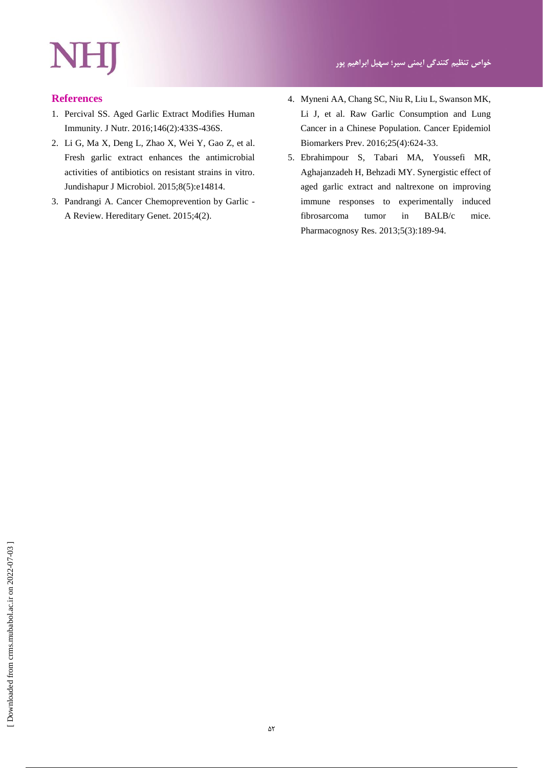## References

1. Percival SS. Aged Garlic Extract Modifies Human Immunity. J Nutr. 2016;146(2):433S-436S.
2. Li G, Ma X, Deng L, Zhao X, Wei Y, Gao Z, et al. Fresh garlic extract enhances the antimicrobial activities of antibiotics on resistant strains in vitro. Jundishapur J Microbiol. 2015;8(5):e14814.
3. Pandrangi A. Cancer Chemoprevention by Garlic - A Review. Hereditary Genet. 2015;4(2).
4. Myneni AA, Chang SC, Niu R, Liu L, Swanson MK, Li J, et al. Raw Garlic Consumption and Lung Cancer in a Chinese Population. Cancer Epidemiol Biomarkers Prev. 2016;25(4):624-33.
5. Ebrahimpour S, Tabari MA, Youssefi MR, Aghajanzadeh H, Behzadi MY. Synergistic effect of aged garlic extract and naltrexone on improving immune responses to experimentally induced fibrosarcoma tumor in BALB/c mice. Pharmacognosy Res. 2013;5(3):189-94.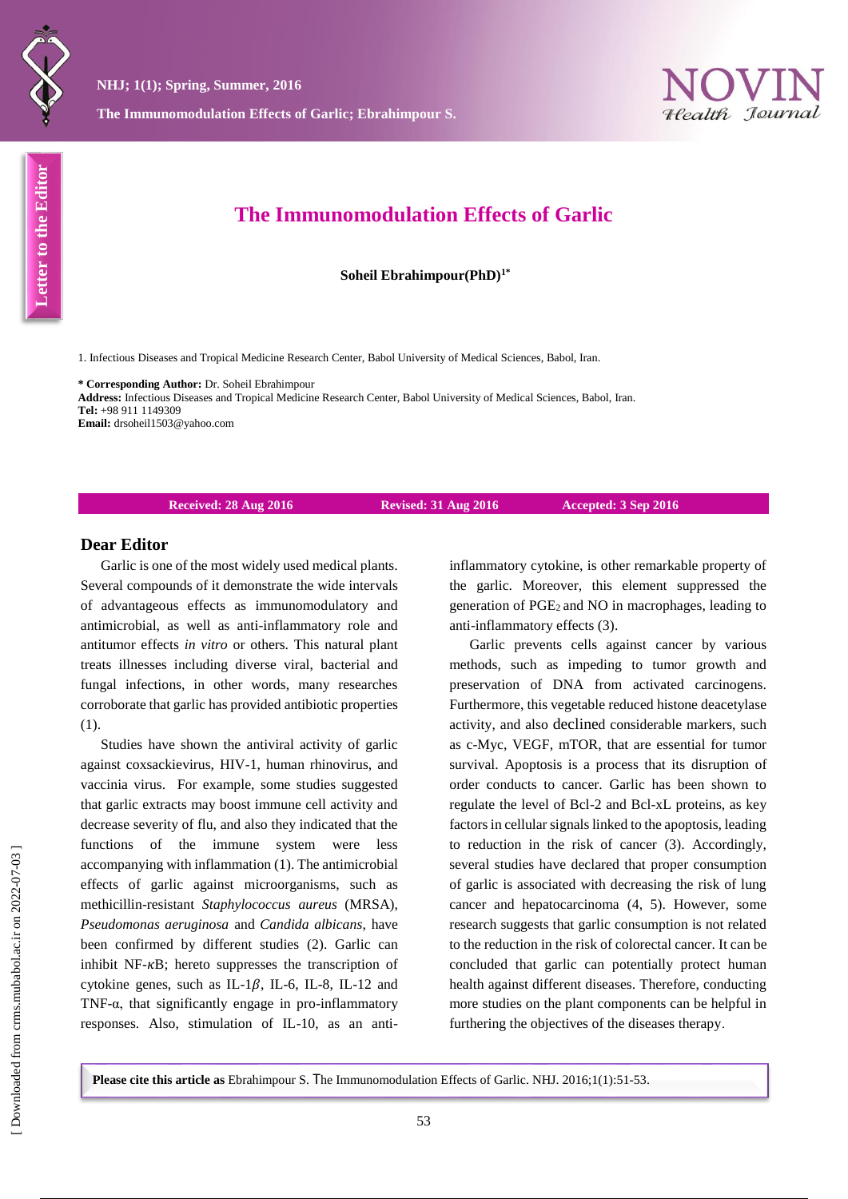Letter to the Editor

# The Immunomodulation Effects of Garlic

**Soheil Ebrahimpour(PhD)[1*]**

1. Infectious Diseases and Tropical Medicine Research Center, Babol University of Medical Sciences, Babol, Iran.

**\* Corresponding Author:** Dr. Soheil Ebrahimpour
**Address:** Infectious Diseases and Tropical Medicine Research Center, Babol University of Medical Sciences, Babol, Iran.
**Tel:** +98 911 1149309
**Email:** drsoheil1503@yahoo.com

**Received: 28 Aug 2016** **Revised: 31 Aug 2016** **Accepted: 3 Sep 2016**

## Dear Editor

Garlic is one of the most widely used medical plants. Several compounds of it demonstrate the wide intervals of advantageous effects as immunomodulatory and antimicrobial, as well as anti-inflammatory role and antitumor effects *in vitro* or others. This natural plant treats illnesses including diverse viral, bacterial and fungal infections, in other words, many researches corroborate that garlic has provided antibiotic properties (1).

Studies have shown the antiviral activity of garlic against coxsackievirus, HIV-1, human rhinovirus, and vaccinia virus. For example, some studies suggested that garlic extracts may boost immune cell activity and decrease severity of flu, and also they indicated that the functions of the immune system were less accompanying with inflammation (1). The antimicrobial effects of garlic against microorganisms, such as methicillin-resistant *Staphylococcus aureus* (MRSA), *Pseudomonas aeruginosa* and *Candida albicans*, have been confirmed by different studies (2). Garlic can inhibit NF-$\kappa$B; hereto suppresses the transcription of cytokine genes, such as IL-1$\beta$, IL-6, IL-8, IL-12 and TNF-α, that significantly engage in pro-inflammatory responses. Also, stimulation of IL-10, as an anti-inflammatory cytokine, is other remarkable property of the garlic. Moreover, this element suppressed the generation of $PGE_2$ and NO in macrophages, leading to anti-inflammatory effects (3).

Garlic prevents cells against cancer by various methods, such as impeding to tumor growth and preservation of DNA from activated carcinogens. Furthermore, this vegetable reduced histone deacetylase activity, and also declined considerable markers, such as c-Myc, VEGF, mTOR, that are essential for tumor survival. Apoptosis is a process that its disruption of order conducts to cancer. Garlic has been shown to regulate the level of Bcl-2 and Bcl-xL proteins, as key factors in cellular signals linked to the apoptosis, leading to reduction in the risk of cancer (3). Accordingly, several studies have declared that proper consumption of garlic is associated with decreasing the risk of lung cancer and hepatocarcinoma (4, 5). However, some research suggests that garlic consumption is not related to the reduction in the risk of colorectal cancer. It can be concluded that garlic can potentially protect human health against different diseases. Therefore, conducting more studies on the plant components can be helpful in furthering the objectives of the diseases therapy.

**Please cite this article as** Ebrahimpour S. The Immunomodulation Effects of Garlic. NHJ. 2016;1(1):51-53.